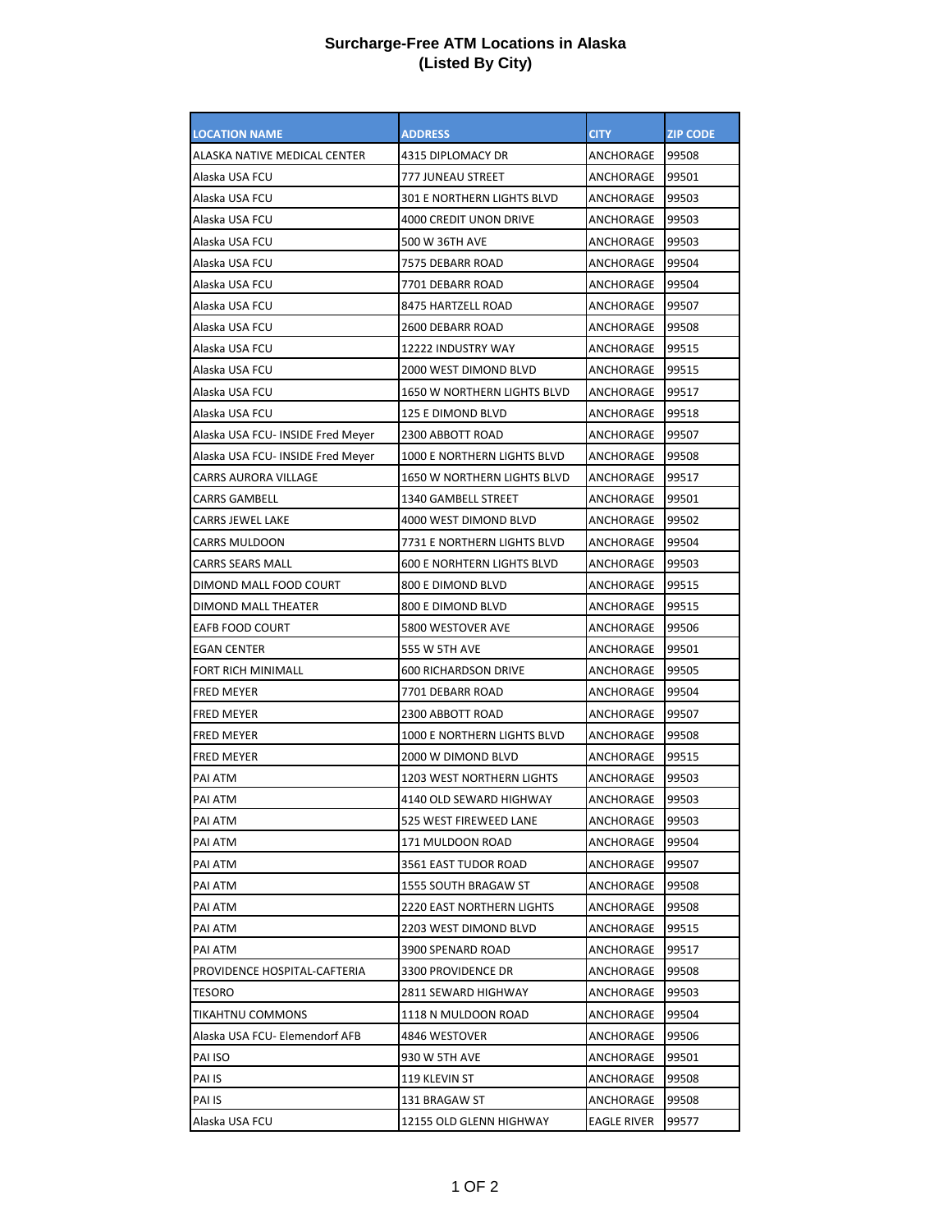# Surcharge-Free ATM Locations in Alaska
## (Listed By City)

| LOCATION NAME | ADDRESS | CITY | ZIP CODE |
|---|---|---|---|
| ALASKA NATIVE MEDICAL CENTER | 4315 DIPLOMACY DR | ANCHORAGE | 99508 |
| Alaska USA FCU | 777 JUNEAU STREET | ANCHORAGE | 99501 |
| Alaska USA FCU | 301 E NORTHERN LIGHTS BLVD | ANCHORAGE | 99503 |
| Alaska USA FCU | 4000 CREDIT UNON DRIVE | ANCHORAGE | 99503 |
| Alaska USA FCU | 500 W 36TH AVE | ANCHORAGE | 99503 |
| Alaska USA FCU | 7575 DEBARR ROAD | ANCHORAGE | 99504 |
| Alaska USA FCU | 7701 DEBARR ROAD | ANCHORAGE | 99504 |
| Alaska USA FCU | 8475 HARTZELL ROAD | ANCHORAGE | 99507 |
| Alaska USA FCU | 2600 DEBARR ROAD | ANCHORAGE | 99508 |
| Alaska USA FCU | 12222 INDUSTRY WAY | ANCHORAGE | 99515 |
| Alaska USA FCU | 2000 WEST DIMOND BLVD | ANCHORAGE | 99515 |
| Alaska USA FCU | 1650 W NORTHERN LIGHTS BLVD | ANCHORAGE | 99517 |
| Alaska USA FCU | 125 E DIMOND BLVD | ANCHORAGE | 99518 |
| Alaska USA FCU- INSIDE Fred Meyer | 2300 ABBOTT ROAD | ANCHORAGE | 99507 |
| Alaska USA FCU- INSIDE Fred Meyer | 1000 E NORTHERN LIGHTS BLVD | ANCHORAGE | 99508 |
| CARRS AURORA VILLAGE | 1650 W NORTHERN LIGHTS BLVD | ANCHORAGE | 99517 |
| CARRS GAMBELL | 1340 GAMBELL STREET | ANCHORAGE | 99501 |
| CARRS JEWEL LAKE | 4000 WEST DIMOND BLVD | ANCHORAGE | 99502 |
| CARRS MULDOON | 7731 E NORTHERN LIGHTS BLVD | ANCHORAGE | 99504 |
| CARRS SEARS MALL | 600 E NORHTERN LIGHTS BLVD | ANCHORAGE | 99503 |
| DIMOND MALL FOOD COURT | 800 E DIMOND BLVD | ANCHORAGE | 99515 |
| DIMOND MALL THEATER | 800 E DIMOND BLVD | ANCHORAGE | 99515 |
| EAFB FOOD COURT | 5800 WESTOVER AVE | ANCHORAGE | 99506 |
| EGAN CENTER | 555 W 5TH AVE | ANCHORAGE | 99501 |
| FORT RICH MINIMALL | 600 RICHARDSON DRIVE | ANCHORAGE | 99505 |
| FRED MEYER | 7701 DEBARR ROAD | ANCHORAGE | 99504 |
| FRED MEYER | 2300 ABBOTT ROAD | ANCHORAGE | 99507 |
| FRED MEYER | 1000 E NORTHERN LIGHTS BLVD | ANCHORAGE | 99508 |
| FRED MEYER | 2000 W DIMOND BLVD | ANCHORAGE | 99515 |
| PAI ATM | 1203 WEST NORTHERN LIGHTS | ANCHORAGE | 99503 |
| PAI ATM | 4140 OLD SEWARD HIGHWAY | ANCHORAGE | 99503 |
| PAI ATM | 525 WEST FIREWEED LANE | ANCHORAGE | 99503 |
| PAI ATM | 171 MULDOON ROAD | ANCHORAGE | 99504 |
| PAI ATM | 3561 EAST TUDOR ROAD | ANCHORAGE | 99507 |
| PAI ATM | 1555 SOUTH BRAGAW ST | ANCHORAGE | 99508 |
| PAI ATM | 2220 EAST NORTHERN LIGHTS | ANCHORAGE | 99508 |
| PAI ATM | 2203 WEST DIMOND BLVD | ANCHORAGE | 99515 |
| PAI ATM | 3900 SPENARD ROAD | ANCHORAGE | 99517 |
| PROVIDENCE HOSPITAL-CAFTERIA | 3300 PROVIDENCE DR | ANCHORAGE | 99508 |
| TESORO | 2811 SEWARD HIGHWAY | ANCHORAGE | 99503 |
| TIKAHTNU COMMONS | 1118 N MULDOON ROAD | ANCHORAGE | 99504 |
| Alaska USA FCU- Elemendorf AFB | 4846 WESTOVER | ANCHORAGE | 99506 |
| PAI ISO | 930 W 5TH AVE | ANCHORAGE | 99501 |
| PAI IS | 119 KLEVIN ST | ANCHORAGE | 99508 |
| PAI IS | 131 BRAGAW ST | ANCHORAGE | 99508 |
| Alaska USA FCU | 12155 OLD GLENN HIGHWAY | EAGLE RIVER | 99577 |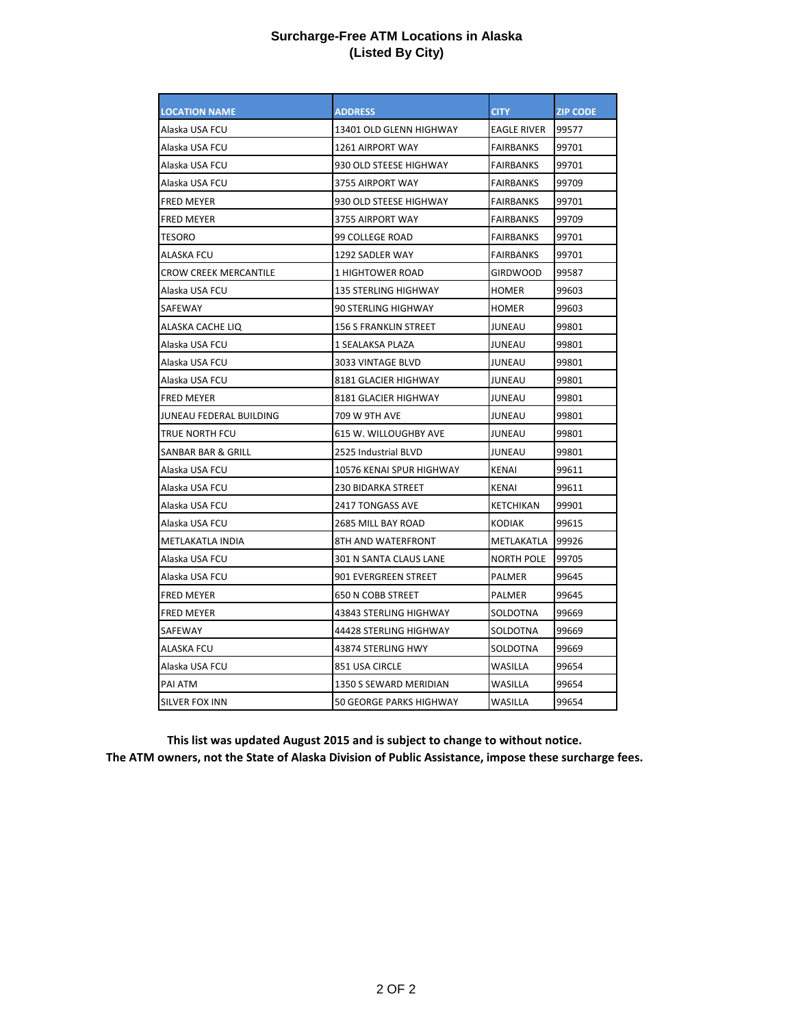# Surcharge-Free ATM Locations in Alaska
## (Listed By City)

| LOCATION NAME | ADDRESS | CITY | ZIP CODE |
|---|---|---|---|
| Alaska USA FCU | 13401 OLD GLENN HIGHWAY | EAGLE RIVER | 99577 |
| Alaska USA FCU | 1261 AIRPORT WAY | FAIRBANKS | 99701 |
| Alaska USA FCU | 930 OLD STEESE HIGHWAY | FAIRBANKS | 99701 |
| Alaska USA FCU | 3755 AIRPORT WAY | FAIRBANKS | 99709 |
| FRED MEYER | 930 OLD STEESE HIGHWAY | FAIRBANKS | 99701 |
| FRED MEYER | 3755 AIRPORT WAY | FAIRBANKS | 99709 |
| TESORO | 99 COLLEGE ROAD | FAIRBANKS | 99701 |
| ALASKA FCU | 1292 SADLER WAY | FAIRBANKS | 99701 |
| CROW CREEK MERCANTILE | 1 HIGHTOWER ROAD | GIRDWOOD | 99587 |
| Alaska USA FCU | 135 STERLING HIGHWAY | HOMER | 99603 |
| SAFEWAY | 90 STERLING HIGHWAY | HOMER | 99603 |
| ALASKA CACHE LIQ | 156 S FRANKLIN STREET | JUNEAU | 99801 |
| Alaska USA FCU | 1 SEALAKSA PLAZA | JUNEAU | 99801 |
| Alaska USA FCU | 3033 VINTAGE BLVD | JUNEAU | 99801 |
| Alaska USA FCU | 8181 GLACIER HIGHWAY | JUNEAU | 99801 |
| FRED MEYER | 8181 GLACIER HIGHWAY | JUNEAU | 99801 |
| JUNEAU FEDERAL BUILDING | 709 W 9TH AVE | JUNEAU | 99801 |
| TRUE NORTH FCU | 615 W. WILLOUGHBY AVE | JUNEAU | 99801 |
| SANBAR BAR & GRILL | 2525 Industrial BLVD | JUNEAU | 99801 |
| Alaska USA FCU | 10576 KENAI SPUR HIGHWAY | KENAI | 99611 |
| Alaska USA FCU | 230 BIDARKA STREET | KENAI | 99611 |
| Alaska USA FCU | 2417 TONGASS AVE | KETCHIKAN | 99901 |
| Alaska USA FCU | 2685 MILL BAY ROAD | KODIAK | 99615 |
| METLAKATLA INDIA | 8TH AND WATERFRONT | METLAKATLA | 99926 |
| Alaska USA FCU | 301 N SANTA CLAUS LANE | NORTH POLE | 99705 |
| Alaska USA FCU | 901 EVERGREEN STREET | PALMER | 99645 |
| FRED MEYER | 650 N COBB STREET | PALMER | 99645 |
| FRED MEYER | 43843 STERLING HIGHWAY | SOLDOTNA | 99669 |
| SAFEWAY | 44428 STERLING HIGHWAY | SOLDOTNA | 99669 |
| ALASKA FCU | 43874 STERLING HWY | SOLDOTNA | 99669 |
| Alaska USA FCU | 851 USA CIRCLE | WASILLA | 99654 |
| PAI ATM | 1350 S SEWARD MERIDIAN | WASILLA | 99654 |
| SILVER FOX INN | 50 GEORGE PARKS HIGHWAY | WASILLA | 99654 |

**This list was updated August 2015 and is subject to change to without notice.**
**The ATM owners, not the State of Alaska Division of Public Assistance, impose these surcharge fees.**